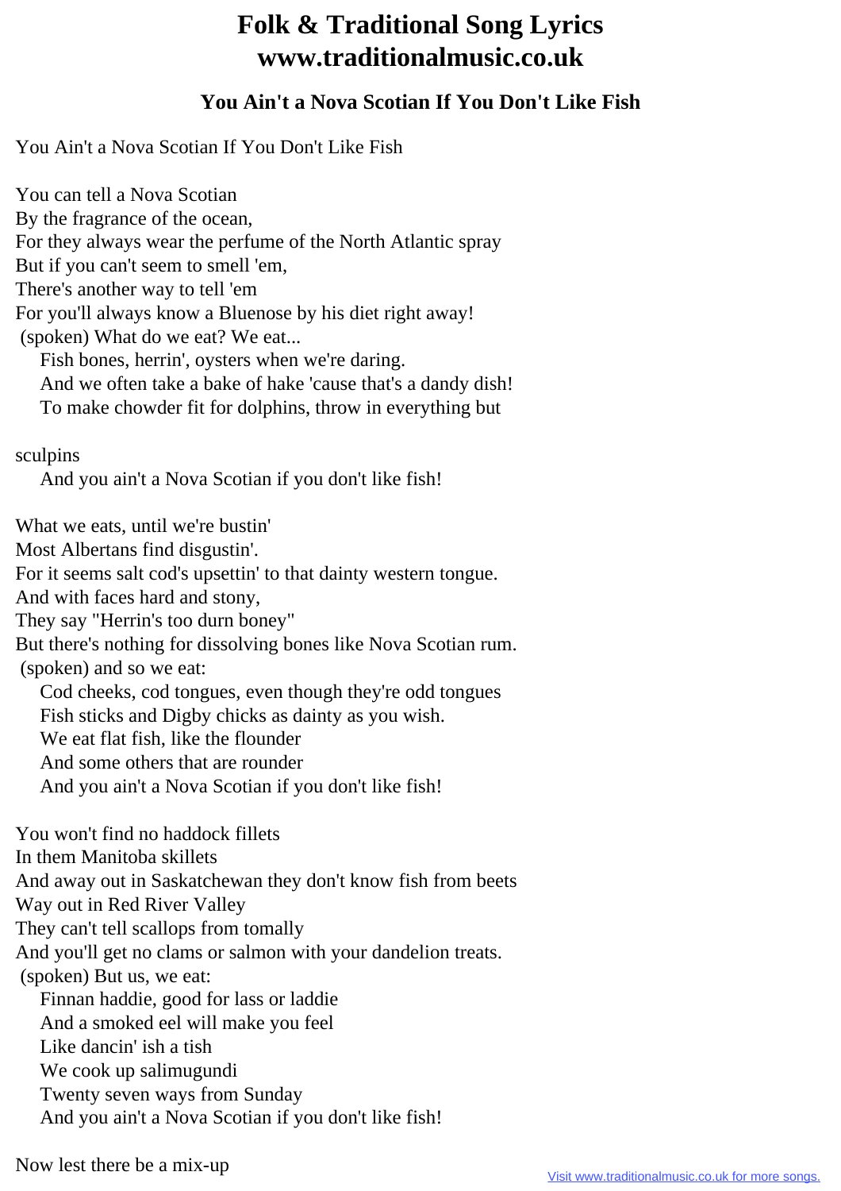# Folk & Traditional Song Lyrics
# www.traditionalmusic.co.uk

### You Ain't a Nova Scotian If You Don't Like Fish

You Ain't a Nova Scotian If You Don't Like Fish

You can tell a Nova Scotian
By the fragrance of the ocean,
For they always wear the perfume of the North Atlantic spray
But if you can't seem to smell 'em,
There's another way to tell 'em
For you'll always know a Bluenose by his diet right away!
(spoken) What do we eat? We eat...
  Fish bones, herrin', oysters when we're daring.
  And we often take a bake of hake 'cause that's a dandy dish!
  To make chowder fit for dolphins, throw in everything but

sculpins
  And you ain't a Nova Scotian if you don't like fish!

What we eats, until we're bustin'
Most Albertans find disgustin'.
For it seems salt cod's upsettin' to that dainty western tongue.
And with faces hard and stony,
They say "Herrin's too durn boney"
But there's nothing for dissolving bones like Nova Scotian rum.
(spoken) and so we eat:
  Cod cheeks, cod tongues, even though they're odd tongues
  Fish sticks and Digby chicks as dainty as you wish.
  We eat flat fish, like the flounder
  And some others that are rounder
  And you ain't a Nova Scotian if you don't like fish!

You won't find no haddock fillets
In them Manitoba skillets
And away out in Saskatchewan they don't know fish from beets
Way out in Red River Valley
They can't tell scallops from tomally
And you'll get no clams or salmon with your dandelion treats.
(spoken) But us, we eat:
  Finnan haddie, good for lass or laddie
  And a smoked eel will make you feel
  Like dancin' ish a tish
  We cook up salimugundi
  Twenty seven ways from Sunday
  And you ain't a Nova Scotian if you don't like fish!

Now lest there be a mix-up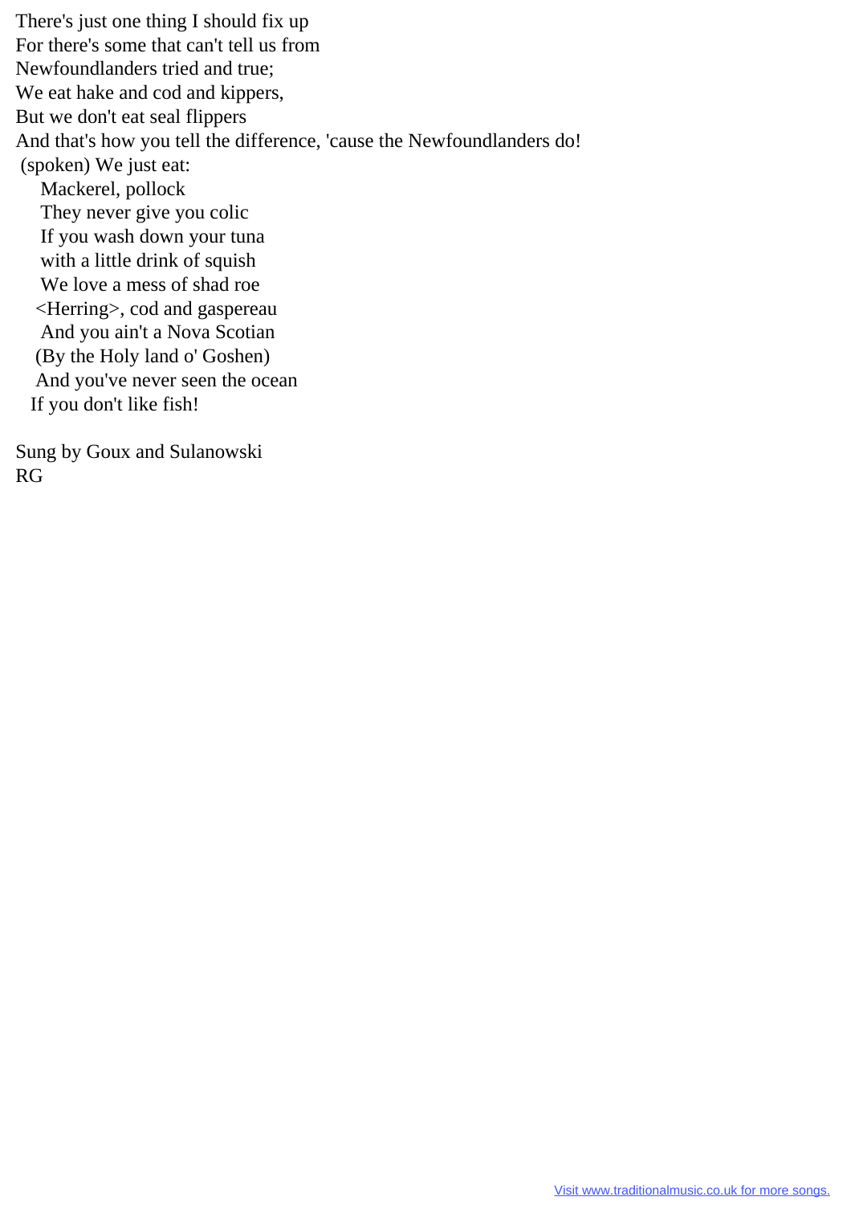There's just one thing I should fix up
For there's some that can't tell us from
Newfoundlanders tried and true;
We eat hake and cod and kippers,
But we don't eat seal flippers
And that's how you tell the difference, 'cause the Newfoundlanders do!
(spoken) We just eat:
Mackerel, pollock
They never give you colic
If you wash down your tuna
with a little drink of squish
We love a mess of shad roe
<Herring>, cod and gaspereau
And you ain't a Nova Scotian
(By the Holy land o' Goshen)
And you've never seen the ocean
If you don't like fish!

Sung by Goux and Sulanowski
RG